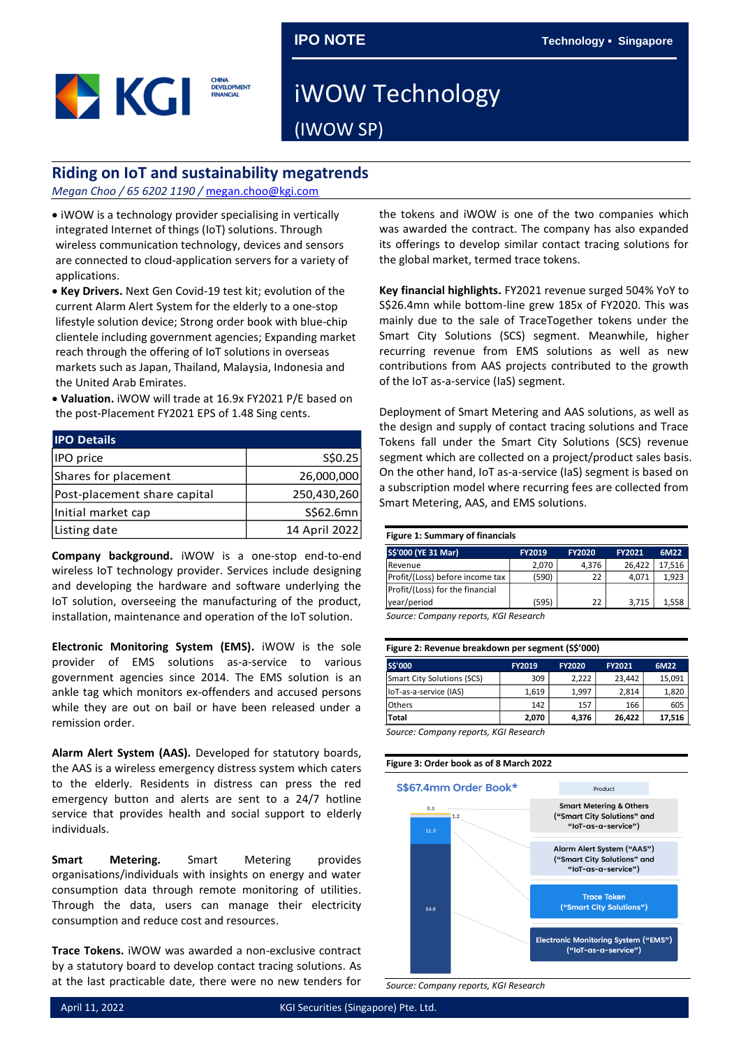IPO NOTE

Technology ▪ Singapore

# iWOW Technology

(IWOW SP)

## Riding on IoT and sustainability megatrends

*Megan Choo / 65 6202 1190 / megan.choo@kgi.com*

- iWOW is a technology provider specialising in vertically integrated Internet of things (IoT) solutions. Through wireless communication technology, devices and sensors are connected to cloud-application servers for a variety of applications.
- **Key Drivers.** Next Gen Covid-19 test kit; evolution of the current Alarm Alert System for the elderly to a one-stop lifestyle solution device; Strong order book with blue-chip clientele including government agencies; Expanding market reach through the offering of IoT solutions in overseas markets such as Japan, Thailand, Malaysia, Indonesia and the United Arab Emirates.
- **Valuation.** iWOW will trade at 16.9x FY2021 P/E based on the post-Placement FY2021 EPS of 1.48 Sing cents.

| IPO Details | |
|---|---|
| IPO price | S$0.25 |
| Shares for placement | 26,000,000 |
| Post-placement share capital | 250,430,260 |
| Initial market cap | S$62.6mn |
| Listing date | 14 April 2022 |

**Company background.** iWOW is a one-stop end-to-end wireless IoT technology provider. Services include designing and developing the hardware and software underlying the IoT solution, overseeing the manufacturing of the product, installation, maintenance and operation of the IoT solution.

**Electronic Monitoring System (EMS).** iWOW is the sole provider of EMS solutions as-a-service to various government agencies since 2014. The EMS solution is an ankle tag which monitors ex-offenders and accused persons while they are out on bail or have been released under a remission order.

**Alarm Alert System (AAS).** Developed for statutory boards, the AAS is a wireless emergency distress system which caters to the elderly. Residents in distress can press the red emergency button and alerts are sent to a 24/7 hotline service that provides health and social support to elderly individuals.

**Smart Metering.** Smart Metering provides organisations/individuals with insights on energy and water consumption data through remote monitoring of utilities. Through the data, users can manage their electricity consumption and reduce cost and resources.

**Trace Tokens.** iWOW was awarded a non-exclusive contract by a statutory board to develop contact tracing solutions. As at the last practicable date, there were no new tenders for the tokens and iWOW is one of the two companies which was awarded the contract. The company has also expanded its offerings to develop similar contact tracing solutions for the global market, termed trace tokens.

**Key financial highlights.** FY2021 revenue surged 504% YoY to S$26.4mn while bottom-line grew 185x of FY2020. This was mainly due to the sale of TraceTogether tokens under the Smart City Solutions (SCS) segment. Meanwhile, higher recurring revenue from EMS solutions as well as new contributions from AAS projects contributed to the growth of the IoT as-a-service (IaS) segment.

Deployment of Smart Metering and AAS solutions, as well as the design and supply of contact tracing solutions and Trace Tokens fall under the Smart City Solutions (SCS) revenue segment which are collected on a project/product sales basis. On the other hand, IoT as-a-service (IaS) segment is based on a subscription model where recurring fees are collected from Smart Metering, AAS, and EMS solutions.

**Figure 1: Summary of financials**

| S$'000 (YE 31 Mar) | FY2019 | FY2020 | FY2021 | 6M22 |
|---|---|---|---|---|
| Revenue | 2,070 | 4,376 | 26,422 | 17,516 |
| Profit/(Loss) before income tax | (590) | 22 | 4,071 | 1,923 |
| Profit/(Loss) for the financial year/period | (595) | 22 | 3,715 | 1,558 |

*Source: Company reports, KGI Research*

**Figure 2: Revenue breakdown per segment (S$'000)**

| S$'000 | FY2019 | FY2020 | FY2021 | 6M22 |
|---|---|---|---|---|
| Smart City Solutions (SCS) | 309 | 2,222 | 23,442 | 15,091 |
| IoT-as-a-service (IAS) | 1,619 | 1,997 | 2,814 | 1,820 |
| Others | 142 | 157 | 166 | 605 |
| **Total** | **2,070** | **4,376** | **26,422** | **17,516** |

*Source: Company reports, KGI Research*

**Figure 3: Order book as of 8 March 2022**

S$67.4mm Order Book*

| Value (S$mm) | Product |
|---|---|
| 0.3 | Smart Metering & Others ("Smart City Solutions" and "IoT-as-a-service") |
| 1.2 | Alarm Alert System ("AAS") ("Smart City Solutions" and "IoT-as-a-service") |
| 11.3 | Trace Token ("Smart City Solutions") |
| 54.6 | Electronic Monitoring System ("EMS") ("IoT-as-a-service") |

*Source: Company reports, KGI Research*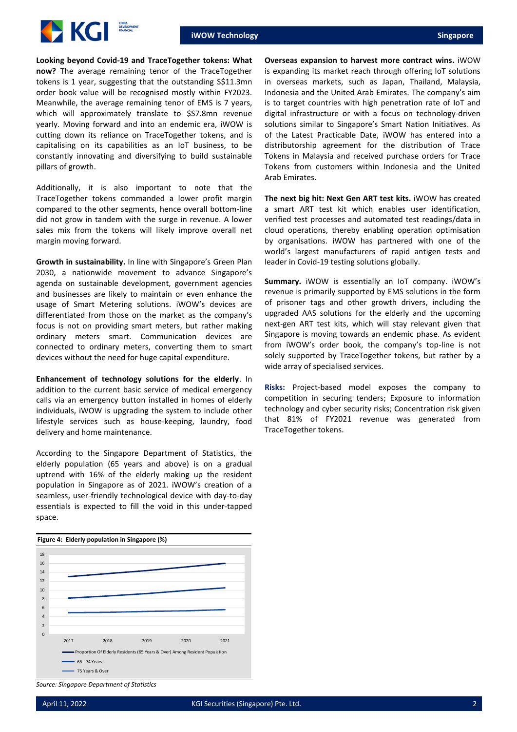**Looking beyond Covid-19 and TraceTogether tokens: What now?** The average remaining tenor of the TraceTogether tokens is 1 year, suggesting that the outstanding S$11.3mn order book value will be recognised mostly within FY2023. Meanwhile, the average remaining tenor of EMS is 7 years, which will approximately translate to $S7.8mn revenue yearly. Moving forward and into an endemic era, iWOW is cutting down its reliance on TraceTogether tokens, and is capitalising on its capabilities as an IoT business, to be constantly innovating and diversifying to build sustainable pillars of growth.

Additionally, it is also important to note that the TraceTogether tokens commanded a lower profit margin compared to the other segments, hence overall bottom-line did not grow in tandem with the surge in revenue. A lower sales mix from the tokens will likely improve overall net margin moving forward.

**Growth in sustainability.** In line with Singapore's Green Plan 2030, a nationwide movement to advance Singapore's agenda on sustainable development, government agencies and businesses are likely to maintain or even enhance the usage of Smart Metering solutions. iWOW's devices are differentiated from those on the market as the company's focus is not on providing smart meters, but rather making ordinary meters smart. Communication devices are connected to ordinary meters, converting them to smart devices without the need for huge capital expenditure.

**Enhancement of technology solutions for the elderly**. In addition to the current basic service of medical emergency calls via an emergency button installed in homes of elderly individuals, iWOW is upgrading the system to include other lifestyle services such as house-keeping, laundry, food delivery and home maintenance.

According to the Singapore Department of Statistics, the elderly population (65 years and above) is on a gradual uptrend with 16% of the elderly making up the resident population in Singapore as of 2021. iWOW's creation of a seamless, user-friendly technological device with day-to-day essentials is expected to fill the void in this under-tapped space.

**Figure 4: Elderly population in Singapore (%)**

| Series | 2017 | 2018 | 2019 | 2020 | 2021 |
|---|---|---|---|---|---|
| Proportion Of Elderly Residents (65 Years & Over) Among Resident Population | ~13 | | | | ~16 |
| 65 - 74 Years | ~8 | | | | ~10.5 |
| 75 Years & Over | ~5 | | | | ~5.5 |

*Source: Singapore Department of Statistics*

**Overseas expansion to harvest more contract wins.** iWOW is expanding its market reach through offering IoT solutions in overseas markets, such as Japan, Thailand, Malaysia, Indonesia and the United Arab Emirates. The company's aim is to target countries with high penetration rate of IoT and digital infrastructure or with a focus on technology-driven solutions similar to Singapore's Smart Nation Initiatives. As of the Latest Practicable Date, iWOW has entered into a distributorship agreement for the distribution of Trace Tokens in Malaysia and received purchase orders for Trace Tokens from customers within Indonesia and the United Arab Emirates.

**The next big hit: Next Gen ART test kits.** iWOW has created a smart ART test kit which enables user identification, verified test processes and automated test readings/data in cloud operations, thereby enabling operation optimisation by organisations. iWOW has partnered with one of the world's largest manufacturers of rapid antigen tests and leader in Covid-19 testing solutions globally.

**Summary.** iWOW is essentially an IoT company. iWOW's revenue is primarily supported by EMS solutions in the form of prisoner tags and other growth drivers, including the upgraded AAS solutions for the elderly and the upcoming next-gen ART test kits, which will stay relevant given that Singapore is moving towards an endemic phase. As evident from iWOW's order book, the company's top-line is not solely supported by TraceTogether tokens, but rather by a wide array of specialised services.

**Risks:** Project-based model exposes the company to competition in securing tenders; Exposure to information technology and cyber security risks; Concentration risk given that 81% of FY2021 revenue was generated from TraceTogether tokens.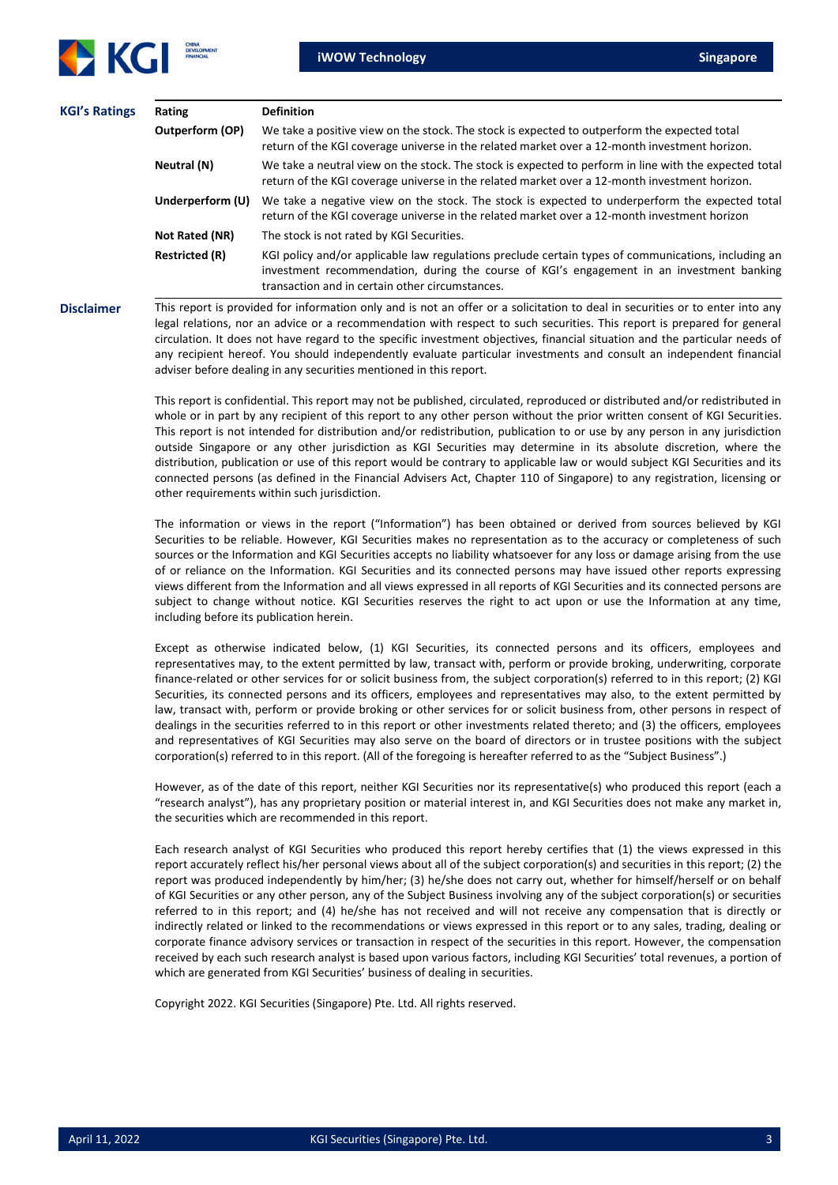## KGI's Ratings

| Rating | Definition |
|---|---|
| **Outperform (OP)** | We take a positive view on the stock. The stock is expected to outperform the expected total return of the KGI coverage universe in the related market over a 12-month investment horizon. |
| **Neutral (N)** | We take a neutral view on the stock. The stock is expected to perform in line with the expected total return of the KGI coverage universe in the related market over a 12-month investment horizon. |
| **Underperform (U)** | We take a negative view on the stock. The stock is expected to underperform the expected total return of the KGI coverage universe in the related market over a 12-month investment horizon |
| **Not Rated (NR)** | The stock is not rated by KGI Securities. |
| **Restricted (R)** | KGI policy and/or applicable law regulations preclude certain types of communications, including an investment recommendation, during the course of KGI's engagement in an investment banking transaction and in certain other circumstances. |

## Disclaimer

This report is provided for information only and is not an offer or a solicitation to deal in securities or to enter into any legal relations, nor an advice or a recommendation with respect to such securities. This report is prepared for general circulation. It does not have regard to the specific investment objectives, financial situation and the particular needs of any recipient hereof. You should independently evaluate particular investments and consult an independent financial adviser before dealing in any securities mentioned in this report.

This report is confidential. This report may not be published, circulated, reproduced or distributed and/or redistributed in whole or in part by any recipient of this report to any other person without the prior written consent of KGI Securities. This report is not intended for distribution and/or redistribution, publication to or use by any person in any jurisdiction outside Singapore or any other jurisdiction as KGI Securities may determine in its absolute discretion, where the distribution, publication or use of this report would be contrary to applicable law or would subject KGI Securities and its connected persons (as defined in the Financial Advisers Act, Chapter 110 of Singapore) to any registration, licensing or other requirements within such jurisdiction.

The information or views in the report ("Information") has been obtained or derived from sources believed by KGI Securities to be reliable. However, KGI Securities makes no representation as to the accuracy or completeness of such sources or the Information and KGI Securities accepts no liability whatsoever for any loss or damage arising from the use of or reliance on the Information. KGI Securities and its connected persons may have issued other reports expressing views different from the Information and all views expressed in all reports of KGI Securities and its connected persons are subject to change without notice. KGI Securities reserves the right to act upon or use the Information at any time, including before its publication herein.

Except as otherwise indicated below, (1) KGI Securities, its connected persons and its officers, employees and representatives may, to the extent permitted by law, transact with, perform or provide broking, underwriting, corporate finance-related or other services for or solicit business from, the subject corporation(s) referred to in this report; (2) KGI Securities, its connected persons and its officers, employees and representatives may also, to the extent permitted by law, transact with, perform or provide broking or other services for or solicit business from, other persons in respect of dealings in the securities referred to in this report or other investments related thereto; and (3) the officers, employees and representatives of KGI Securities may also serve on the board of directors or in trustee positions with the subject corporation(s) referred to in this report. (All of the foregoing is hereafter referred to as the "Subject Business".)

However, as of the date of this report, neither KGI Securities nor its representative(s) who produced this report (each a "research analyst"), has any proprietary position or material interest in, and KGI Securities does not make any market in, the securities which are recommended in this report.

Each research analyst of KGI Securities who produced this report hereby certifies that (1) the views expressed in this report accurately reflect his/her personal views about all of the subject corporation(s) and securities in this report; (2) the report was produced independently by him/her; (3) he/she does not carry out, whether for himself/herself or on behalf of KGI Securities or any other person, any of the Subject Business involving any of the subject corporation(s) or securities referred to in this report; and (4) he/she has not received and will not receive any compensation that is directly or indirectly related or linked to the recommendations or views expressed in this report to any sales, trading, dealing or corporate finance advisory services or transaction in respect of the securities in this report. However, the compensation received by each such research analyst is based upon various factors, including KGI Securities' total revenues, a portion of which are generated from KGI Securities' business of dealing in securities.

Copyright 2022. KGI Securities (Singapore) Pte. Ltd. All rights reserved.